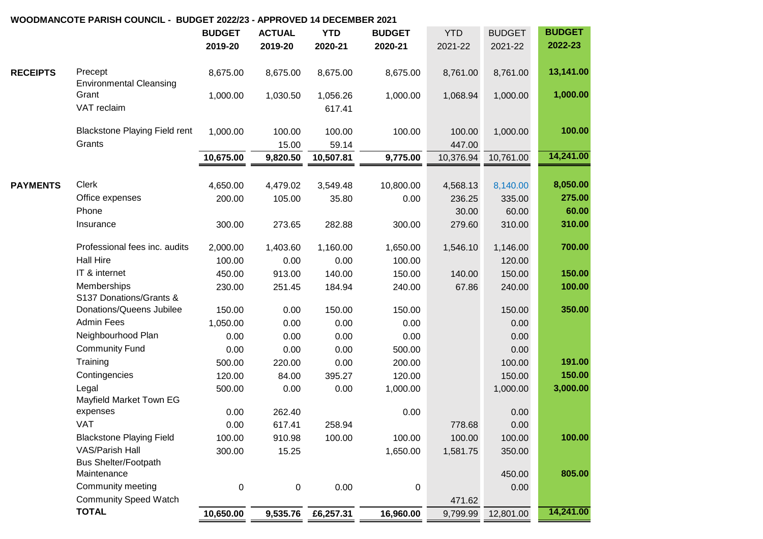**WOODMANCOTE PARISH COUNCIL - BUDGET 2022/23 - APPROVED 14 DECEMBER 2021**

| | | BUDGET 2019-20 | ACTUAL 2019-20 | YTD 2020-21 | BUDGET 2020-21 | YTD 2021-22 | BUDGET 2021-22 | BUDGET 2022-23 |
|---|---|---|---|---|---|---|---|---|
| **RECEIPTS** | Precept | 8,675.00 | 8,675.00 | 8,675.00 | 8,675.00 | 8,761.00 | 8,761.00 | **13,141.00** |
| | Environmental Cleansing Grant | 1,000.00 | 1,030.50 | 1,056.26 | 1,000.00 | 1,068.94 | 1,000.00 | **1,000.00** |
| | VAT reclaim | | | 617.41 | | | | |
| | Blackstone Playing Field rent | 1,000.00 | 100.00 | 100.00 | 100.00 | 100.00 | 1,000.00 | **100.00** |
| | Grants | | 15.00 | 59.14 | | 447.00 | | |
| | | **10,675.00** | **9,820.50** | **10,507.81** | **9,775.00** | 10,376.94 | 10,761.00 | **14,241.00** |
| **PAYMENTS** | Clerk | 4,650.00 | 4,479.02 | 3,549.48 | 10,800.00 | 4,568.13 | 8,140.00 | **8,050.00** |
| | Office expenses | 200.00 | 105.00 | 35.80 | 0.00 | 236.25 | 335.00 | **275.00** |
| | Phone | | | | | 30.00 | 60.00 | **60.00** |
| | Insurance | 300.00 | 273.65 | 282.88 | 300.00 | 279.60 | 310.00 | **310.00** |
| | Professional fees inc. audits | 2,000.00 | 1,403.60 | 1,160.00 | 1,650.00 | 1,546.10 | 1,146.00 | **700.00** |
| | Hall Hire | 100.00 | 0.00 | 0.00 | 100.00 | | 120.00 | |
| | IT & internet | 450.00 | 913.00 | 140.00 | 150.00 | 140.00 | 150.00 | **150.00** |
| | Memberships | 230.00 | 251.45 | 184.94 | 240.00 | 67.86 | 240.00 | **100.00** |
| | S137 Donations/Grants & Donations/Queens Jubilee | 150.00 | 0.00 | 150.00 | 150.00 | | 150.00 | **350.00** |
| | Admin Fees | 1,050.00 | 0.00 | 0.00 | 0.00 | | 0.00 | |
| | Neighbourhood Plan | 0.00 | 0.00 | 0.00 | 0.00 | | 0.00 | |
| | Community Fund | 0.00 | 0.00 | 0.00 | 500.00 | | 0.00 | |
| | Training | 500.00 | 220.00 | 0.00 | 200.00 | | 100.00 | **191.00** |
| | Contingencies | 120.00 | 84.00 | 395.27 | 120.00 | | 150.00 | **150.00** |
| | Legal | 500.00 | 0.00 | 0.00 | 1,000.00 | | 1,000.00 | **3,000.00** |
| | Mayfield Market Town EG expenses | 0.00 | 262.40 | | 0.00 | | 0.00 | |
| | VAT | 0.00 | 617.41 | 258.94 | | 778.68 | 0.00 | |
| | Blackstone Playing Field | 100.00 | 910.98 | 100.00 | 100.00 | 100.00 | 100.00 | **100.00** |
| | VAS/Parish Hall | 300.00 | 15.25 | | 1,650.00 | 1,581.75 | 350.00 | |
| | Bus Shelter/Footpath Maintenance | | | | | | 450.00 | **805.00** |
| | Community meeting | 0 | 0 | 0.00 | 0 | | 0.00 | |
| | Community Speed Watch | | | | | 471.62 | | |
| | **TOTAL** | **10,650.00** | **9,535.76** | **£6,257.31** | **16,960.00** | 9,799.99 | 12,801.00 | **14,241.00** |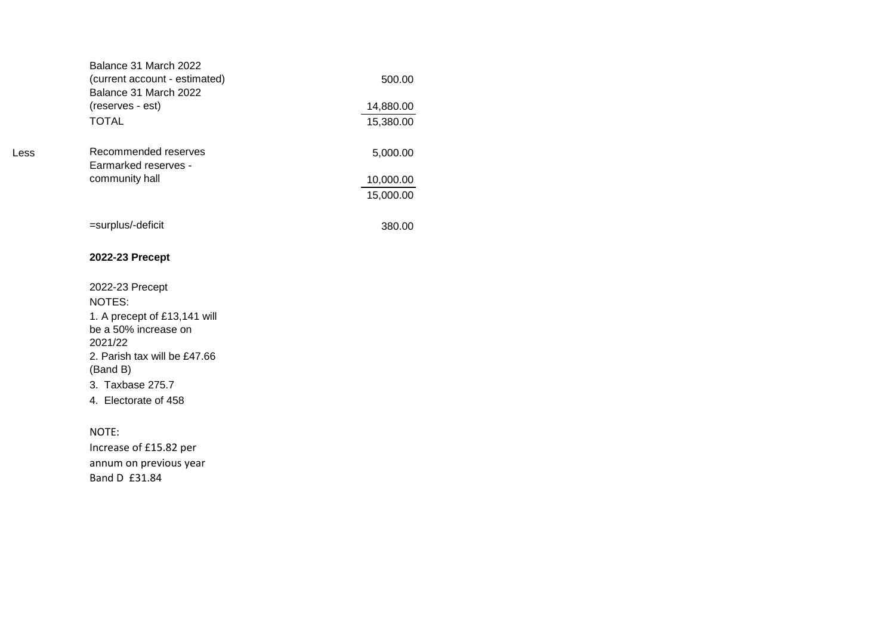| | | |
|---|---|---|
| | Balance 31 March 2022 (current account - estimated) | 500.00 |
| | Balance 31 March 2022 (reserves - est) | 14,880.00 |
| | TOTAL | 15,380.00 |
| Less | Recommended reserves | 5,000.00 |
| | Earmarked reserves - community hall | 10,000.00 |
| | | 15,000.00 |
| | =surplus/-deficit | 380.00 |

**2022-23 Precept**

2022-23 Precept

NOTES:

1. A precept of £13,141 will be a 50% increase on 2021/22
2. Parish tax will be £47.66 (Band B)
3. Taxbase 275.7
4. Electorate of 458

NOTE:

Increase of £15.82 per annum on previous year

Band D £31.84